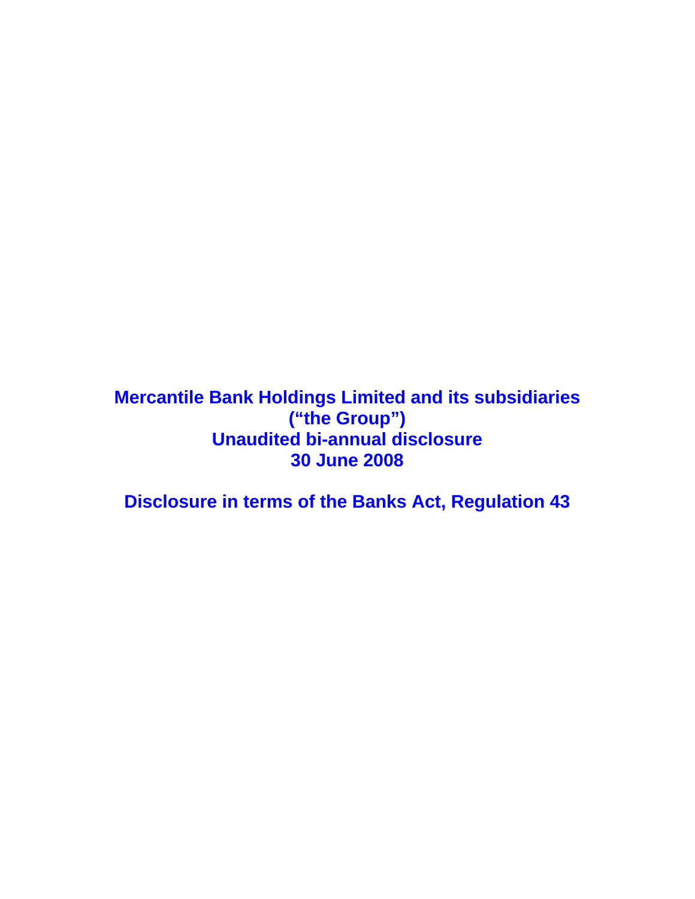# Mercantile Bank Holdings Limited and its subsidiaries
# (“the Group”)
# Unaudited bi-annual disclosure
# 30 June 2008

## Disclosure in terms of the Banks Act, Regulation 43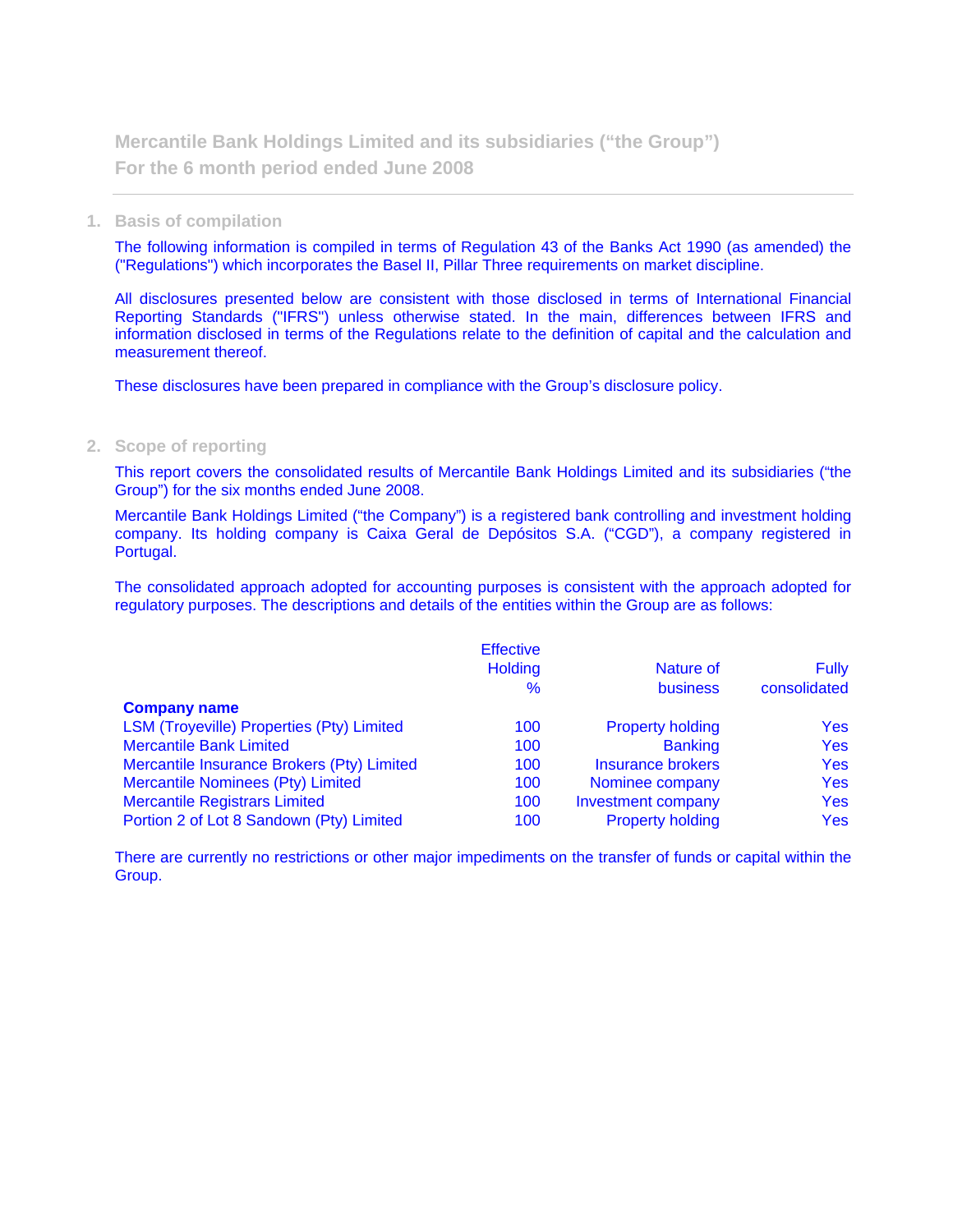# Mercantile Bank Holdings Limited and its subsidiaries ("the Group")
## For the 6 month period ended June 2008

### 1. Basis of compilation

The following information is compiled in terms of Regulation 43 of the Banks Act 1990 (as amended) the ("Regulations") which incorporates the Basel II, Pillar Three requirements on market discipline.

All disclosures presented below are consistent with those disclosed in terms of International Financial Reporting Standards ("IFRS") unless otherwise stated. In the main, differences between IFRS and information disclosed in terms of the Regulations relate to the definition of capital and the calculation and measurement thereof.

These disclosures have been prepared in compliance with the Group's disclosure policy.

### 2. Scope of reporting

This report covers the consolidated results of Mercantile Bank Holdings Limited and its subsidiaries ("the Group") for the six months ended June 2008.

Mercantile Bank Holdings Limited ("the Company") is a registered bank controlling and investment holding company. Its holding company is Caixa Geral de Depósitos S.A. ("CGD"), a company registered in Portugal.

The consolidated approach adopted for accounting purposes is consistent with the approach adopted for regulatory purposes. The descriptions and details of the entities within the Group are as follows:

| Company name | Effective Holding % | Nature of business | Fully consolidated |
|---|---|---|---|
| LSM (Troyeville) Properties (Pty) Limited | 100 | Property holding | Yes |
| Mercantile Bank Limited | 100 | Banking | Yes |
| Mercantile Insurance Brokers (Pty) Limited | 100 | Insurance brokers | Yes |
| Mercantile Nominees (Pty) Limited | 100 | Nominee company | Yes |
| Mercantile Registrars Limited | 100 | Investment company | Yes |
| Portion 2 of Lot 8 Sandown (Pty) Limited | 100 | Property holding | Yes |

There are currently no restrictions or other major impediments on the transfer of funds or capital within the Group.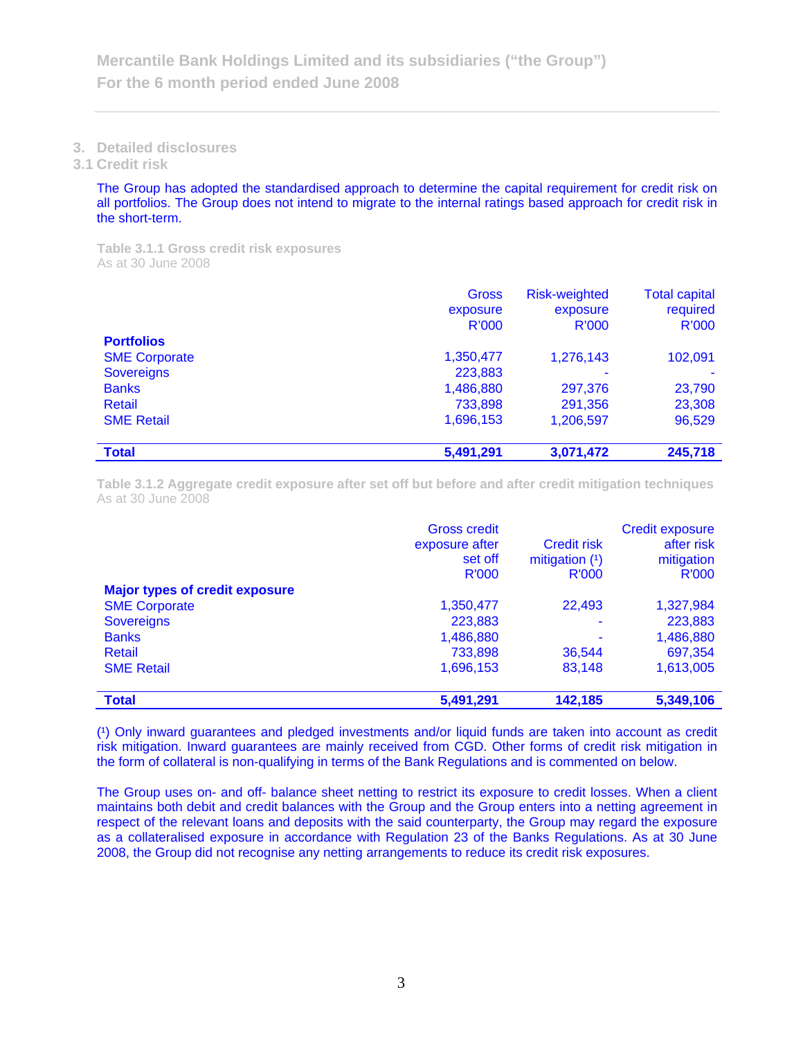## 3. Detailed disclosures

### 3.1 Credit risk

The Group has adopted the standardised approach to determine the capital requirement for credit risk on all portfolios. The Group does not intend to migrate to the internal ratings based approach for credit risk in the short-term.

**Table 3.1.1 Gross credit risk exposures**
As at 30 June 2008

| | Gross exposure R'000 | Risk-weighted exposure R'000 | Total capital required R'000 |
|---|---|---|---|
| **Portfolios** | | | |
| SME Corporate | 1,350,477 | 1,276,143 | 102,091 |
| Sovereigns | 223,883 | - | - |
| Banks | 1,486,880 | 297,376 | 23,790 |
| Retail | 733,898 | 291,356 | 23,308 |
| SME Retail | 1,696,153 | 1,206,597 | 96,529 |
| **Total** | **5,491,291** | **3,071,472** | **245,718** |

**Table 3.1.2 Aggregate credit exposure after set off but before and after credit mitigation techniques**
As at 30 June 2008

| | Gross credit exposure after set off R'000 | Credit risk mitigation (1) R'000 | Credit exposure after risk mitigation R'000 |
|---|---|---|---|
| **Major types of credit exposure** | | | |
| SME Corporate | 1,350,477 | 22,493 | 1,327,984 |
| Sovereigns | 223,883 | - | 223,883 |
| Banks | 1,486,880 | - | 1,486,880 |
| Retail | 733,898 | 36,544 | 697,354 |
| SME Retail | 1,696,153 | 83,148 | 1,613,005 |
| **Total** | **5,491,291** | **142,185** | **5,349,106** |

(1) Only inward guarantees and pledged investments and/or liquid funds are taken into account as credit risk mitigation. Inward guarantees are mainly received from CGD. Other forms of credit risk mitigation in the form of collateral is non-qualifying in terms of the Bank Regulations and is commented on below.

The Group uses on- and off- balance sheet netting to restrict its exposure to credit losses. When a client maintains both debit and credit balances with the Group and the Group enters into a netting agreement in respect of the relevant loans and deposits with the said counterparty, the Group may regard the exposure as a collateralised exposure in accordance with Regulation 23 of the Banks Regulations. As at 30 June 2008, the Group did not recognise any netting arrangements to reduce its credit risk exposures.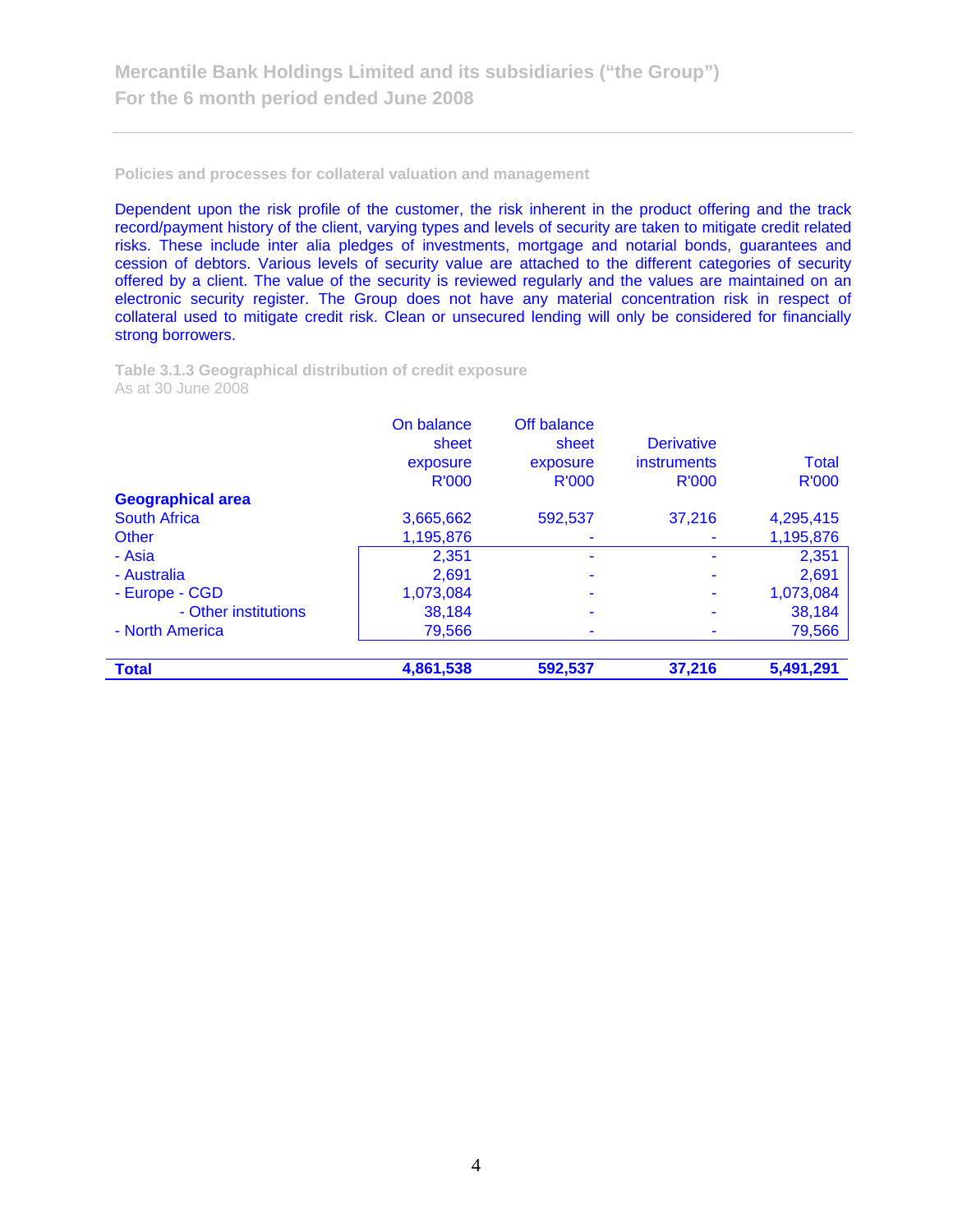### Policies and processes for collateral valuation and management

Dependent upon the risk profile of the customer, the risk inherent in the product offering and the track record/payment history of the client, varying types and levels of security are taken to mitigate credit related risks. These include inter alia pledges of investments, mortgage and notarial bonds, guarantees and cession of debtors. Various levels of security value are attached to the different categories of security offered by a client. The value of the security is reviewed regularly and the values are maintained on an electronic security register. The Group does not have any material concentration risk in respect of collateral used to mitigate credit risk. Clean or unsecured lending will only be considered for financially strong borrowers.

**Table 3.1.3 Geographical distribution of credit exposure**
As at 30 June 2008

| | On balance sheet exposure R'000 | Off balance sheet exposure R'000 | Derivative instruments R'000 | Total R'000 |
|---|---|---|---|---|
| **Geographical area** | | | | |
| South Africa | 3,665,662 | 592,537 | 37,216 | 4,295,415 |
| Other | 1,195,876 | - | - | 1,195,876 |
| - Asia | 2,351 | - | - | 2,351 |
| - Australia | 2,691 | - | - | 2,691 |
| - Europe - CGD | 1,073,084 | - | - | 1,073,084 |
| - Other institutions | 38,184 | - | - | 38,184 |
| - North America | 79,566 | - | - | 79,566 |
| **Total** | **4,861,538** | **592,537** | **37,216** | **5,491,291** |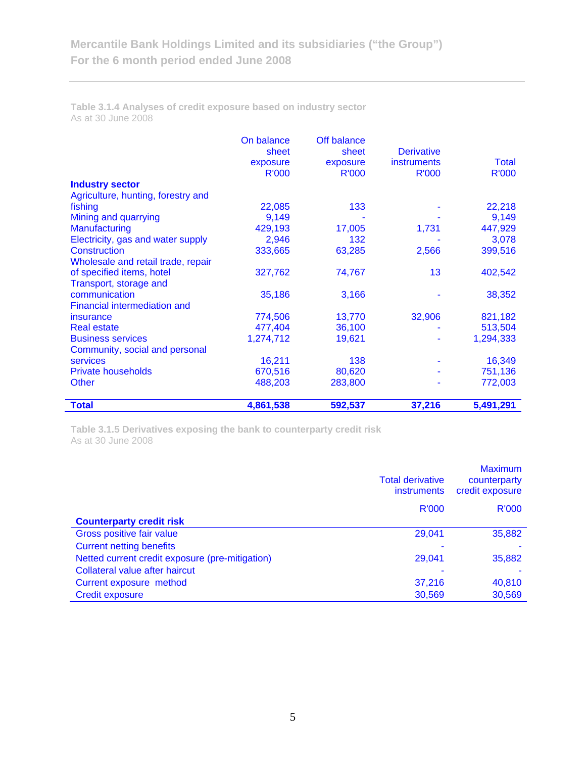**Table 3.1.4 Analyses of credit exposure based on industry sector**
As at 30 June 2008

| Industry sector | On balance sheet exposure R'000 | Off balance sheet exposure R'000 | Derivative instruments R'000 | Total R'000 |
|---|---|---|---|---|
| Agriculture, hunting, forestry and fishing | 22,085 | 133 | - | 22,218 |
| Mining and quarrying | 9,149 | - | - | 9,149 |
| Manufacturing | 429,193 | 17,005 | 1,731 | 447,929 |
| Electricity, gas and water supply | 2,946 | 132 | - | 3,078 |
| Construction | 333,665 | 63,285 | 2,566 | 399,516 |
| Wholesale and retail trade, repair of specified items, hotel | 327,762 | 74,767 | 13 | 402,542 |
| Transport, storage and communication | 35,186 | 3,166 | - | 38,352 |
| Financial intermediation and insurance | 774,506 | 13,770 | 32,906 | 821,182 |
| Real estate | 477,404 | 36,100 | - | 513,504 |
| Business services | 1,274,712 | 19,621 | - | 1,294,333 |
| Community, social and personal services | 16,211 | 138 | - | 16,349 |
| Private households | 670,516 | 80,620 | - | 751,136 |
| Other | 488,203 | 283,800 | - | 772,003 |
| **Total** | **4,861,538** | **592,537** | **37,216** | **5,491,291** |

**Table 3.1.5 Derivatives exposing the bank to counterparty credit risk**
As at 30 June 2008

| Counterparty credit risk | Total derivative instruments R'000 | Maximum counterparty credit exposure R'000 |
|---|---|---|
| Gross positive fair value | 29,041 | 35,882 |
| Current netting benefits | - | - |
| Netted current credit exposure (pre-mitigation) | 29,041 | 35,882 |
| Collateral value after haircut | - | - |
| Current exposure method | 37,216 | 40,810 |
| Credit exposure | 30,569 | 30,569 |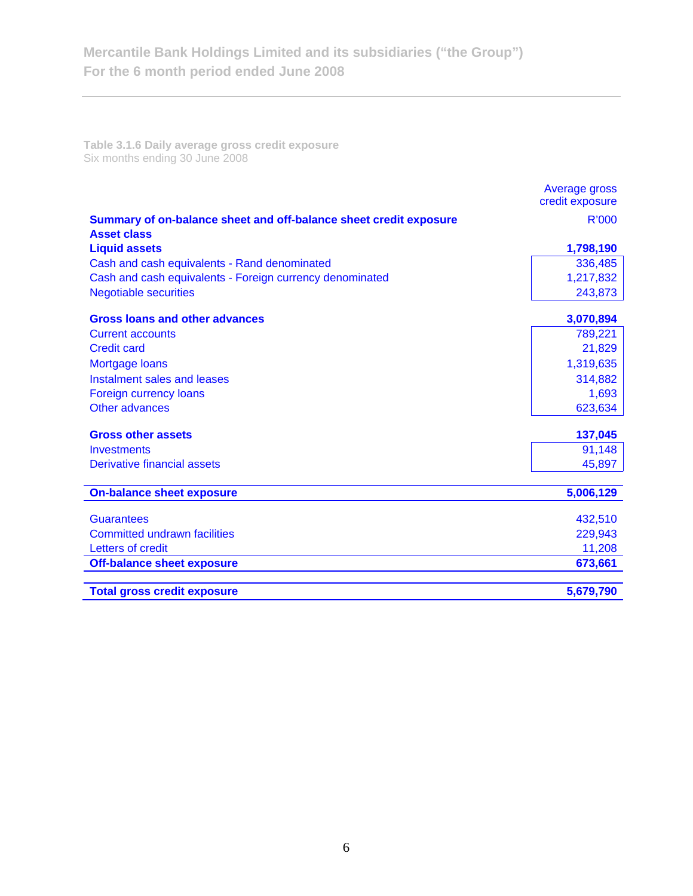**Table 3.1.6 Daily average gross credit exposure**
Six months ending 30 June 2008

| | Average gross credit exposure |
|---|---|
| **Summary of on-balance sheet and off-balance sheet credit exposure** | R'000 |
| **Asset class** | |
| **Liquid assets** | **1,798,190** |
| Cash and cash equivalents - Rand denominated | 336,485 |
| Cash and cash equivalents - Foreign currency denominated | 1,217,832 |
| Negotiable securities | 243,873 |
| | |
| **Gross loans and other advances** | **3,070,894** |
| Current accounts | 789,221 |
| Credit card | 21,829 |
| Mortgage loans | 1,319,635 |
| Instalment sales and leases | 314,882 |
| Foreign currency loans | 1,693 |
| Other advances | 623,634 |
| | |
| **Gross other assets** | **137,045** |
| Investments | 91,148 |
| Derivative financial assets | 45,897 |
| | |
| **On-balance sheet exposure** | **5,006,129** |
| | |
| Guarantees | 432,510 |
| Committed undrawn facilities | 229,943 |
| Letters of credit | 11,208 |
| **Off-balance sheet exposure** | **673,661** |
| | |
| **Total gross credit exposure** | **5,679,790** |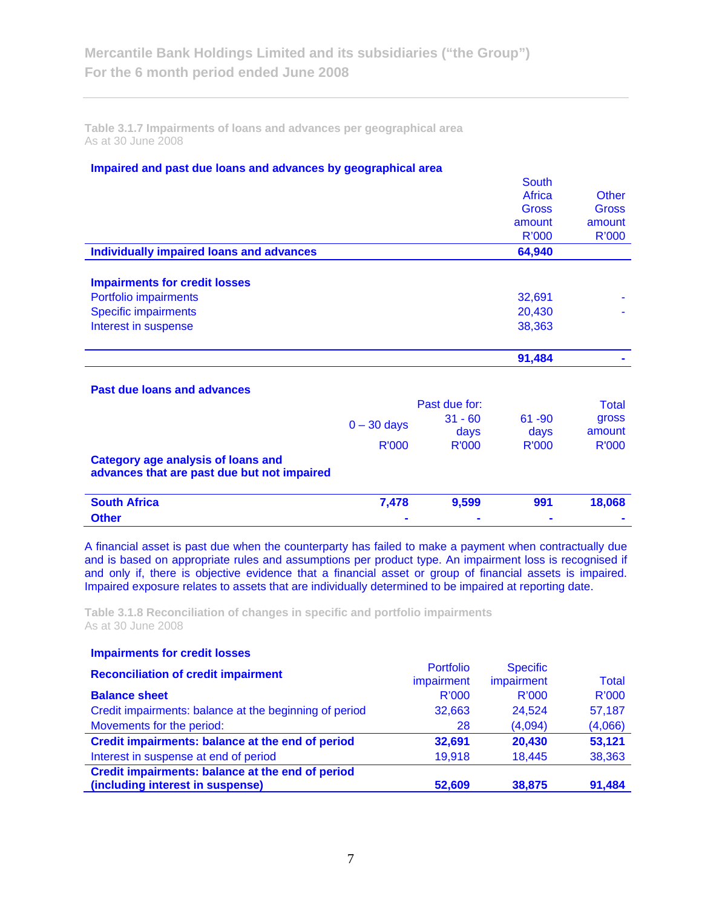### Table 3.1.7 Impairments of loans and advances per geographical area

As at 30 June 2008

**Impaired and past due loans and advances by geographical area**

| | South Africa Gross amount R'000 | Other Gross amount R'000 |
|---|---|---|
| **Individually impaired loans and advances** | **64,940** | |
| **Impairments for credit losses** | | |
| Portfolio impairments | 32,691 | - |
| Specific impairments | 20,430 | - |
| Interest in suspense | 38,363 | |
| | **91,484** | **-** |

**Past due loans and advances**

| Category age analysis of loans and advances that are past due but not impaired | Past due for: 0 – 30 days R'000 | 31 - 60 days R'000 | 61 -90 days R'000 | Total gross amount R'000 |
|---|---|---|---|---|
| **South Africa** | **7,478** | **9,599** | **991** | **18,068** |
| **Other** | **-** | **-** | **-** | **-** |

A financial asset is past due when the counterparty has failed to make a payment when contractually due and is based on appropriate rules and assumptions per product type. An impairment loss is recognised if and only if, there is objective evidence that a financial asset or group of financial assets is impaired. Impaired exposure relates to assets that are individually determined to be impaired at reporting date.

### Table 3.1.8 Reconciliation of changes in specific and portfolio impairments

As at 30 June 2008

**Impairments for credit losses**

| **Reconciliation of credit impairment** | Portfolio impairment | Specific impairment | Total |
|---|---|---|---|
| **Balance sheet** | R'000 | R'000 | R'000 |
| Credit impairments: balance at the beginning of period | 32,663 | 24,524 | 57,187 |
| Movements for the period: | 28 | (4,094) | (4,066) |
| **Credit impairments: balance at the end of period** | **32,691** | **20,430** | **53,121** |
| Interest in suspense at end of period | 19,918 | 18,445 | 38,363 |
| **Credit impairments: balance at the end of period (including interest in suspense)** | **52,609** | **38,875** | **91,484** |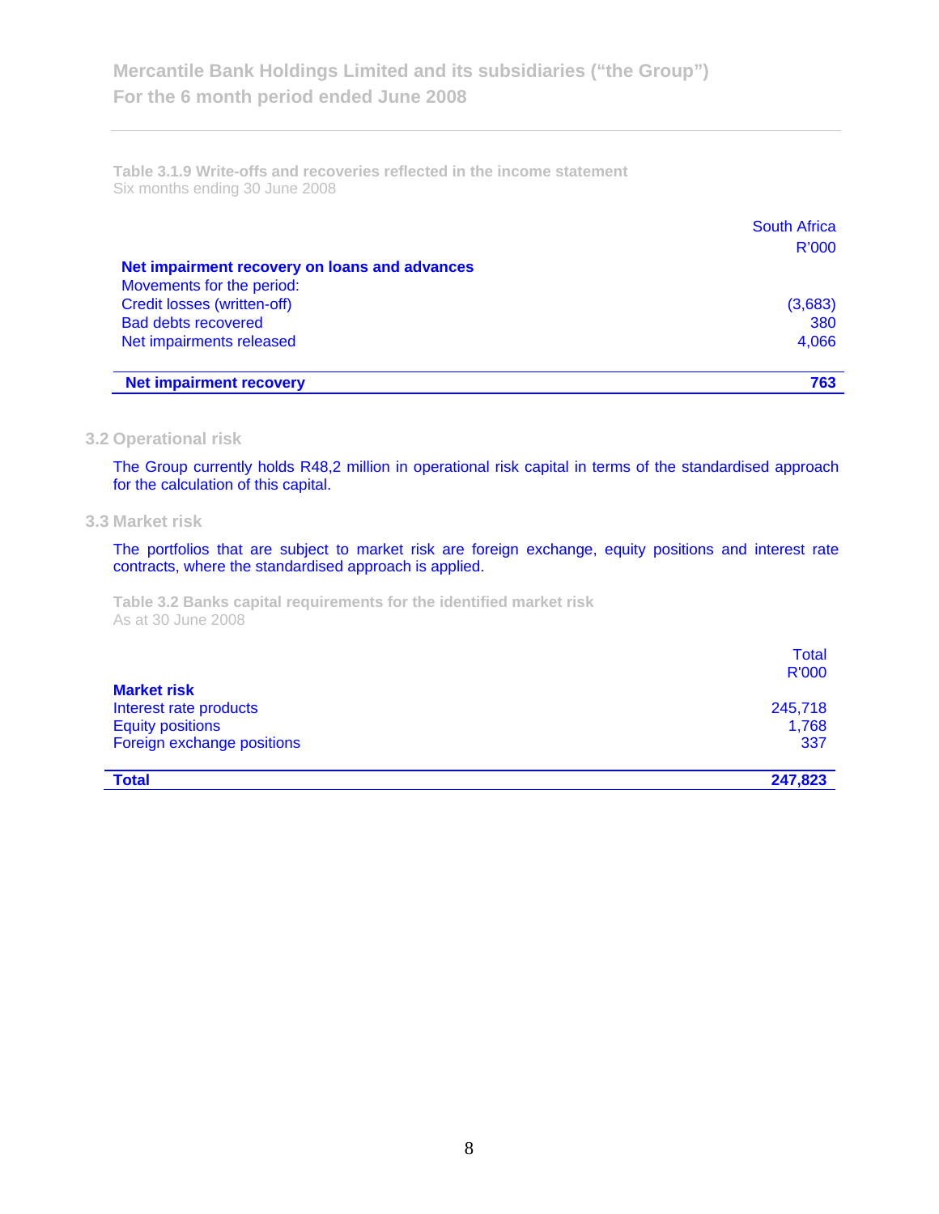**Table 3.1.9 Write-offs and recoveries reflected in the income statement**
Six months ending 30 June 2008

| | South Africa R'000 |
|---|---|
| **Net impairment recovery on loans and advances** | |
| Movements for the period: | |
| Credit losses (written-off) | (3,683) |
| Bad debts recovered | 380 |
| Net impairments released | 4,066 |
| **Net impairment recovery** | **763** |

## 3.2 Operational risk

The Group currently holds R48,2 million in operational risk capital in terms of the standardised approach for the calculation of this capital.

## 3.3 Market risk

The portfolios that are subject to market risk are foreign exchange, equity positions and interest rate contracts, where the standardised approach is applied.

**Table 3.2 Banks capital requirements for the identified market risk**
As at 30 June 2008

| | Total R'000 |
|---|---|
| **Market risk** | |
| Interest rate products | 245,718 |
| Equity positions | 1,768 |
| Foreign exchange positions | 337 |
| **Total** | **247,823** |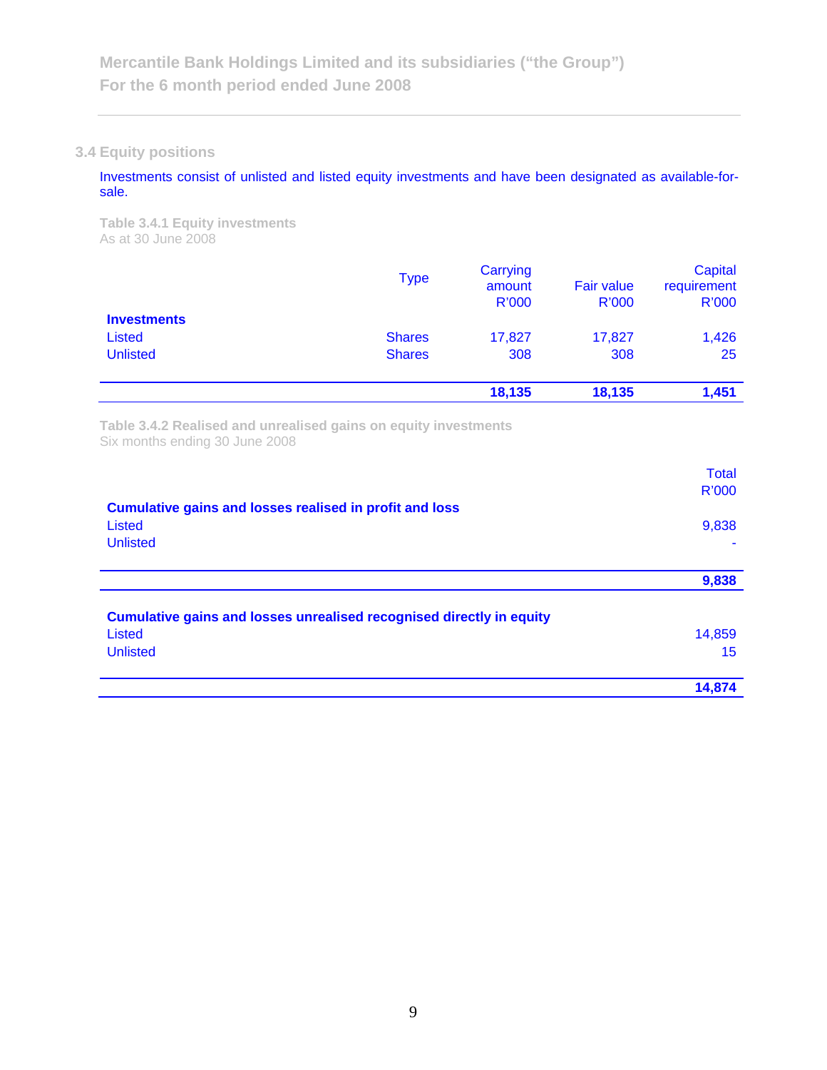### 3.4 Equity positions

Investments consist of unlisted and listed equity investments and have been designated as available-for-sale.

**Table 3.4.1 Equity investments**
As at 30 June 2008

| | Type | Carrying amount R'000 | Fair value R'000 | Capital requirement R'000 |
|---|---|---|---|---|
| **Investments** | | | | |
| Listed | Shares | 17,827 | 17,827 | 1,426 |
| Unlisted | Shares | 308 | 308 | 25 |
| | | **18,135** | **18,135** | **1,451** |

**Table 3.4.2 Realised and unrealised gains on equity investments**
Six months ending 30 June 2008

| | Total R'000 |
|---|---|
| **Cumulative gains and losses realised in profit and loss** | |
| Listed | 9,838 |
| Unlisted | - |
| | **9,838** |
| **Cumulative gains and losses unrealised recognised directly in equity** | |
| Listed | 14,859 |
| Unlisted | 15 |
| | **14,874** |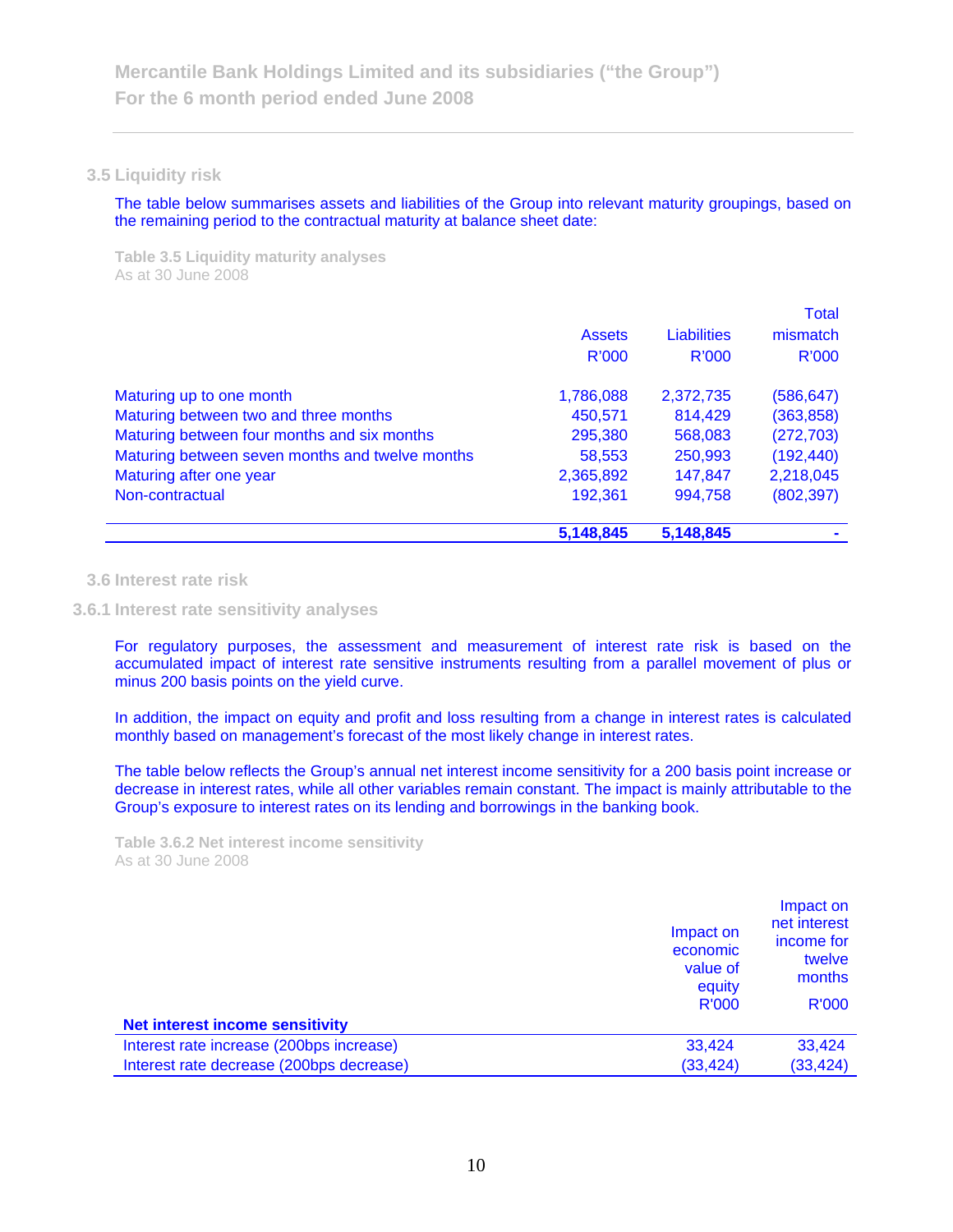### 3.5 Liquidity risk

The table below summarises assets and liabilities of the Group into relevant maturity groupings, based on the remaining period to the contractual maturity at balance sheet date:

**Table 3.5 Liquidity maturity analyses**
As at 30 June 2008

| | Assets R'000 | Liabilities R'000 | Total mismatch R'000 |
|---|---|---|---|
| Maturing up to one month | 1,786,088 | 2,372,735 | (586,647) |
| Maturing between two and three months | 450,571 | 814,429 | (363,858) |
| Maturing between four months and six months | 295,380 | 568,083 | (272,703) |
| Maturing between seven months and twelve months | 58,553 | 250,993 | (192,440) |
| Maturing after one year | 2,365,892 | 147,847 | 2,218,045 |
| Non-contractual | 192,361 | 994,758 | (802,397) |
| | **5,148,845** | **5,148,845** | **-** |

### 3.6 Interest rate risk

#### 3.6.1 Interest rate sensitivity analyses

For regulatory purposes, the assessment and measurement of interest rate risk is based on the accumulated impact of interest rate sensitive instruments resulting from a parallel movement of plus or minus 200 basis points on the yield curve.

In addition, the impact on equity and profit and loss resulting from a change in interest rates is calculated monthly based on management's forecast of the most likely change in interest rates.

The table below reflects the Group's annual net interest income sensitivity for a 200 basis point increase or decrease in interest rates, while all other variables remain constant. The impact is mainly attributable to the Group's exposure to interest rates on its lending and borrowings in the banking book.

**Table 3.6.2 Net interest income sensitivity**
As at 30 June 2008

| | Impact on economic value of equity R'000 | Impact on net interest income for twelve months R'000 |
|---|---|---|
| **Net interest income sensitivity** | | |
| Interest rate increase (200bps increase) | 33,424 | 33,424 |
| Interest rate decrease (200bps decrease) | (33,424) | (33,424) |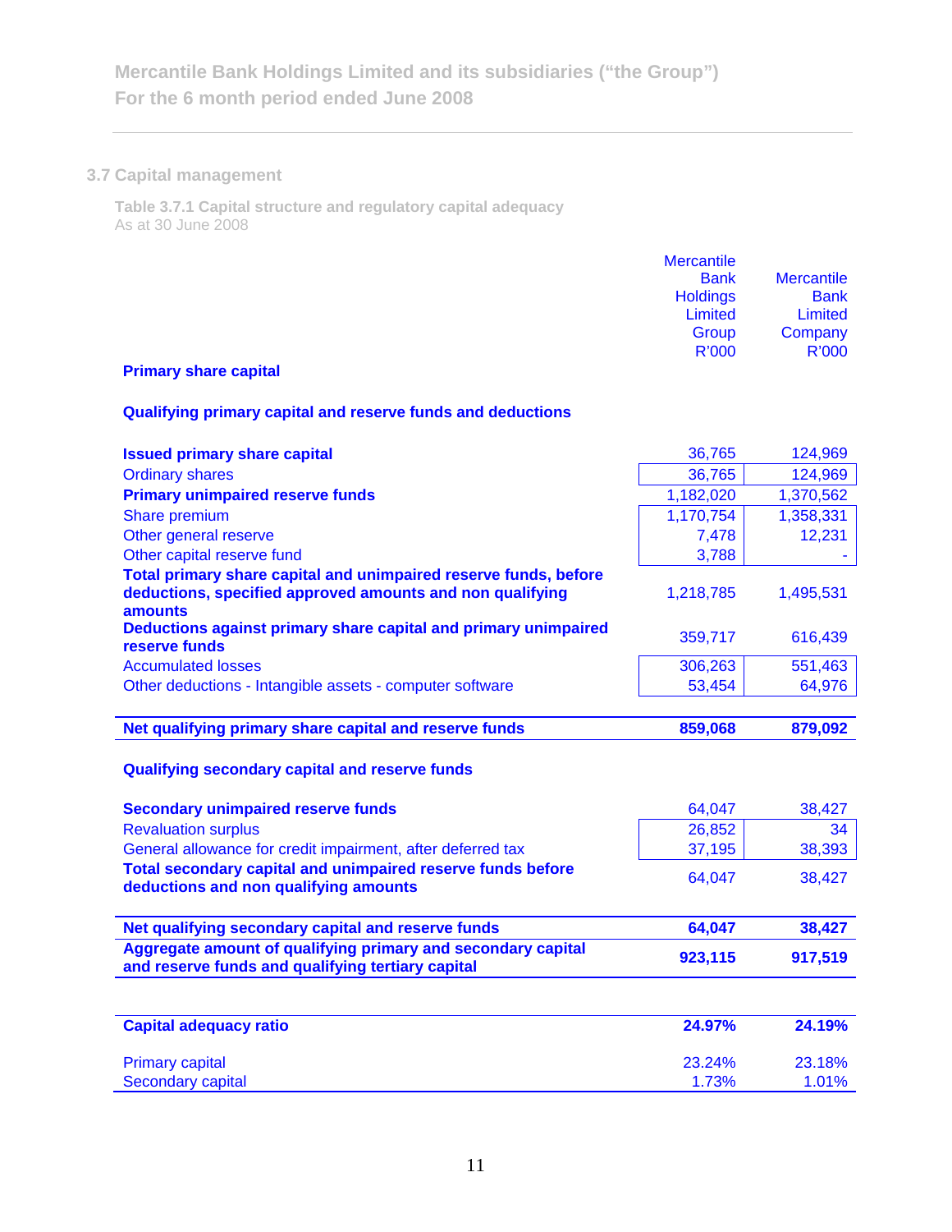## 3.7 Capital management

**Table 3.7.1 Capital structure and regulatory capital adequacy**
As at 30 June 2008

| | Mercantile Bank Holdings Limited Group R'000 | Mercantile Bank Limited Company R'000 |
|---|---|---|
| **Primary share capital** | | |
| **Qualifying primary capital and reserve funds and deductions** | | |
| **Issued primary share capital** | 36,765 | 124,969 |
| Ordinary shares | 36,765 | 124,969 |
| **Primary unimpaired reserve funds** | 1,182,020 | 1,370,562 |
| Share premium | 1,170,754 | 1,358,331 |
| Other general reserve | 7,478 | 12,231 |
| Other capital reserve fund | 3,788 | - |
| **Total primary share capital and unimpaired reserve funds, before deductions, specified approved amounts and non qualifying amounts** | 1,218,785 | 1,495,531 |
| **Deductions against primary share capital and primary unimpaired reserve funds** | 359,717 | 616,439 |
| Accumulated losses | 306,263 | 551,463 |
| Other deductions - Intangible assets - computer software | 53,454 | 64,976 |
| **Net qualifying primary share capital and reserve funds** | **859,068** | **879,092** |
| **Qualifying secondary capital and reserve funds** | | |
| **Secondary unimpaired reserve funds** | 64,047 | 38,427 |
| Revaluation surplus | 26,852 | 34 |
| General allowance for credit impairment, after deferred tax | 37,195 | 38,393 |
| **Total secondary capital and unimpaired reserve funds before deductions and non qualifying amounts** | 64,047 | 38,427 |
| **Net qualifying secondary capital and reserve funds** | **64,047** | **38,427** |
| **Aggregate amount of qualifying primary and secondary capital and reserve funds and qualifying tertiary capital** | **923,115** | **917,519** |
| **Capital adequacy ratio** | **24.97%** | **24.19%** |
| Primary capital | 23.24% | 23.18% |
| Secondary capital | 1.73% | 1.01% |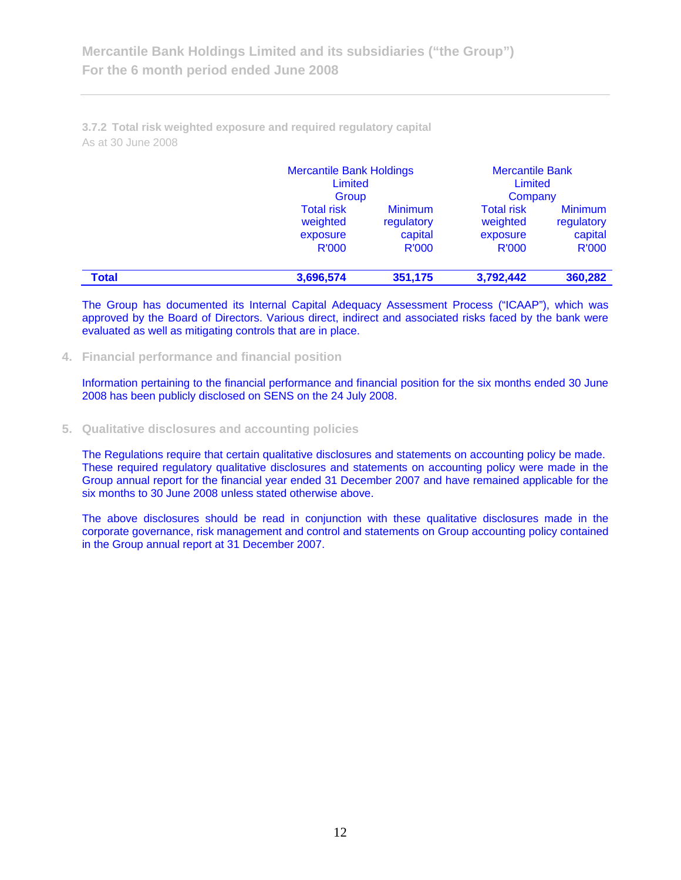### 3.7.2 Total risk weighted exposure and required regulatory capital

As at 30 June 2008

| | Mercantile Bank Holdings Limited Group | | Mercantile Bank Limited Company | |
|---|---|---|---|---|
| | Total risk weighted exposure R'000 | Minimum regulatory capital R'000 | Total risk weighted exposure R'000 | Minimum regulatory capital R'000 |
| **Total** | **3,696,574** | **351,175** | **3,792,442** | **360,282** |

The Group has documented its Internal Capital Adequacy Assessment Process ("ICAAP"), which was approved by the Board of Directors. Various direct, indirect and associated risks faced by the bank were evaluated as well as mitigating controls that are in place.

## 4. Financial performance and financial position

Information pertaining to the financial performance and financial position for the six months ended 30 June 2008 has been publicly disclosed on SENS on the 24 July 2008.

## 5. Qualitative disclosures and accounting policies

The Regulations require that certain qualitative disclosures and statements on accounting policy be made. These required regulatory qualitative disclosures and statements on accounting policy were made in the Group annual report for the financial year ended 31 December 2007 and have remained applicable for the six months to 30 June 2008 unless stated otherwise above.

The above disclosures should be read in conjunction with these qualitative disclosures made in the corporate governance, risk management and control and statements on Group accounting policy contained in the Group annual report at 31 December 2007.